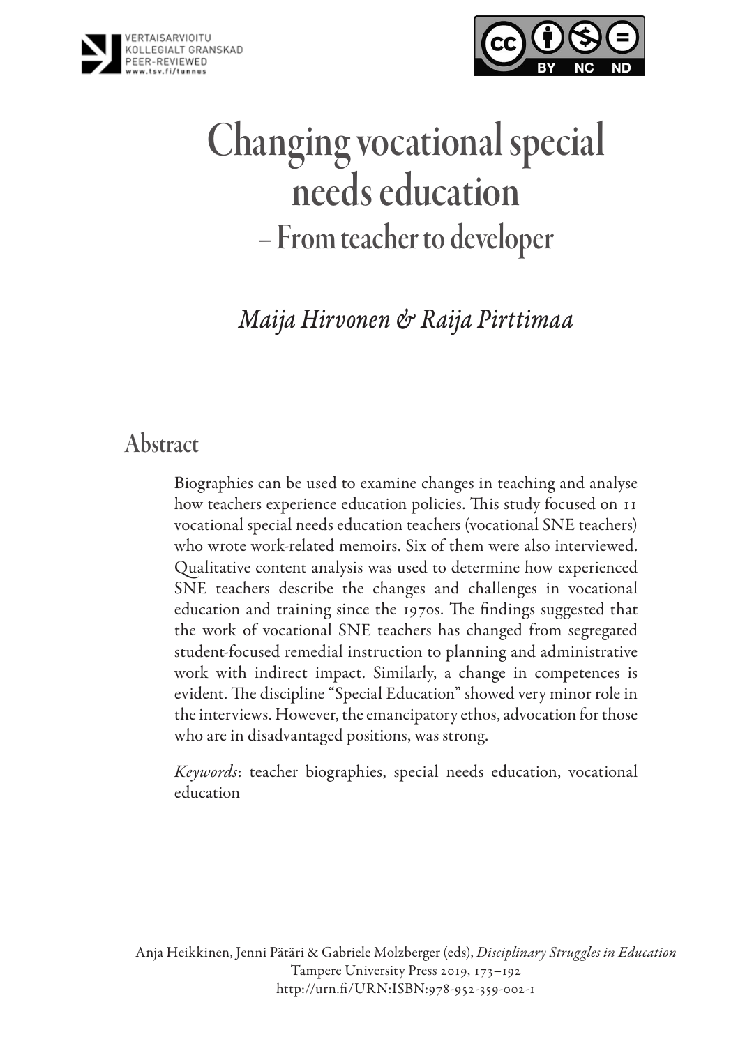# Changing vocational special needs education

## – From teacher to developer

*Maija Hirvonen & Raija Pirttimaa*

## Abstract

Biographies can be used to examine changes in teaching and analyse how teachers experience education policies. This study focused on 11 vocational special needs education teachers (vocational SNE teachers) who wrote work-related memoirs. Six of them were also interviewed. Qualitative content analysis was used to determine how experienced SNE teachers describe the changes and challenges in vocational education and training since the 1970s. The findings suggested that the work of vocational SNE teachers has changed from segregated student-focused remedial instruction to planning and administrative work with indirect impact. Similarly, a change in competences is evident. The discipline "Special Education" showed very minor role in the interviews. However, the emancipatory ethos, advocation for those who are in disadvantaged positions, was strong.

*Keywords*: teacher biographies, special needs education, vocational education

Anja Heikkinen, Jenni Pätäri & Gabriele Molzberger (eds), *Disciplinary Struggles in Education*
Tampere University Press 2019, 173–192
http://urn.fi/URN:ISBN:978-952-359-002-1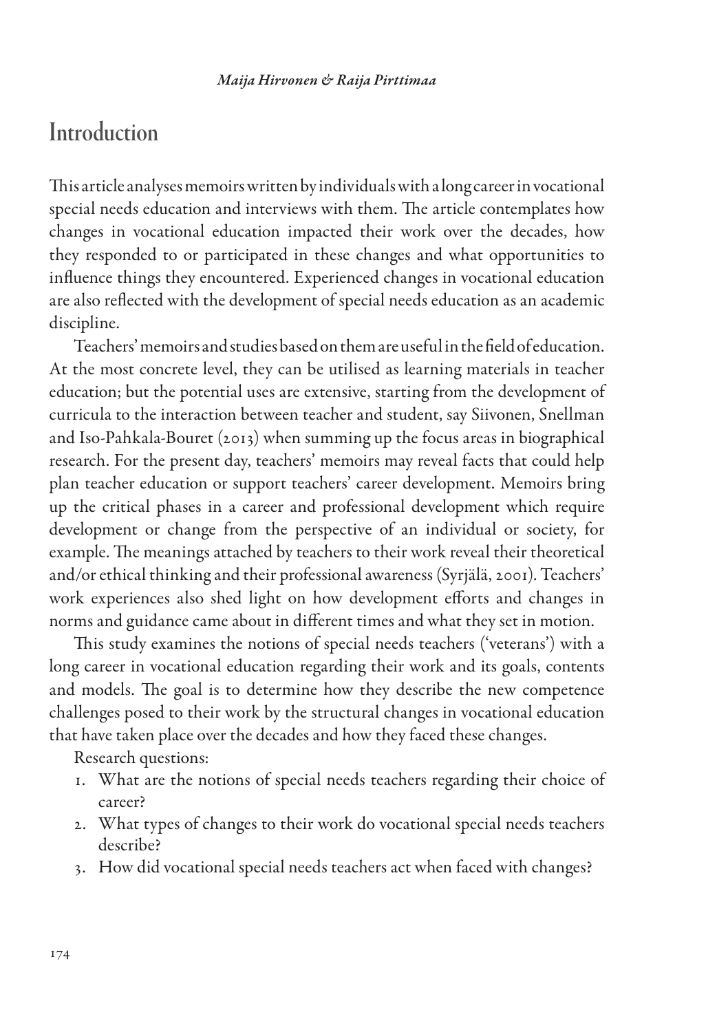## Introduction

This article analyses memoirs written by individuals with a long career in vocational special needs education and interviews with them. The article contemplates how changes in vocational education impacted their work over the decades, how they responded to or participated in these changes and what opportunities to influence things they encountered. Experienced changes in vocational education are also reflected with the development of special needs education as an academic discipline.

Teachers' memoirs and studies based on them are useful in the field of education. At the most concrete level, they can be utilised as learning materials in teacher education; but the potential uses are extensive, starting from the development of curricula to the interaction between teacher and student, say Siivonen, Snellman and Iso-Pahkala-Bouret (2013) when summing up the focus areas in biographical research. For the present day, teachers' memoirs may reveal facts that could help plan teacher education or support teachers' career development. Memoirs bring up the critical phases in a career and professional development which require development or change from the perspective of an individual or society, for example. The meanings attached by teachers to their work reveal their theoretical and/or ethical thinking and their professional awareness (Syrjälä, 2001). Teachers' work experiences also shed light on how development efforts and changes in norms and guidance came about in different times and what they set in motion.

This study examines the notions of special needs teachers ('veterans') with a long career in vocational education regarding their work and its goals, contents and models. The goal is to determine how they describe the new competence challenges posed to their work by the structural changes in vocational education that have taken place over the decades and how they faced these changes.

Research questions:

1. What are the notions of special needs teachers regarding their choice of career?
2. What types of changes to their work do vocational special needs teachers describe?
3. How did vocational special needs teachers act when faced with changes?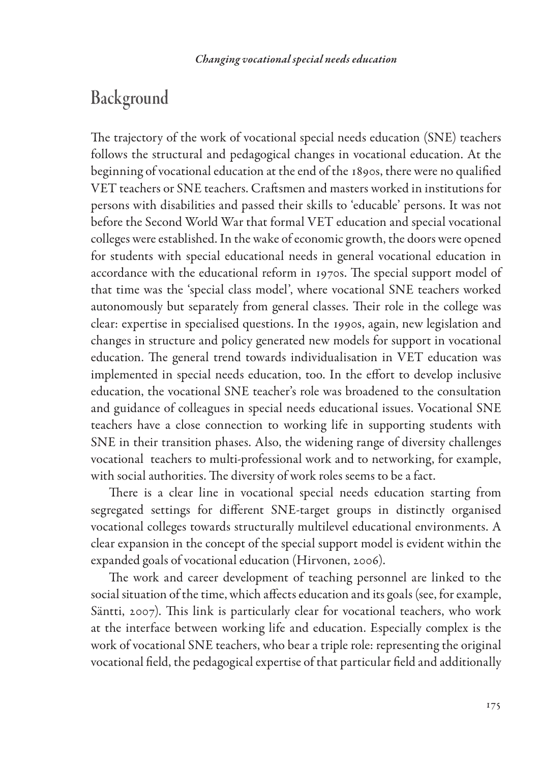## Background

The trajectory of the work of vocational special needs education (SNE) teachers follows the structural and pedagogical changes in vocational education. At the beginning of vocational education at the end of the 1890s, there were no qualified VET teachers or SNE teachers. Craftsmen and masters worked in institutions for persons with disabilities and passed their skills to 'educable' persons. It was not before the Second World War that formal VET education and special vocational colleges were established. In the wake of economic growth, the doors were opened for students with special educational needs in general vocational education in accordance with the educational reform in 1970s. The special support model of that time was the 'special class model', where vocational SNE teachers worked autonomously but separately from general classes. Their role in the college was clear: expertise in specialised questions. In the 1990s, again, new legislation and changes in structure and policy generated new models for support in vocational education. The general trend towards individualisation in VET education was implemented in special needs education, too. In the effort to develop inclusive education, the vocational SNE teacher's role was broadened to the consultation and guidance of colleagues in special needs educational issues. Vocational SNE teachers have a close connection to working life in supporting students with SNE in their transition phases. Also, the widening range of diversity challenges vocational teachers to multi-professional work and to networking, for example, with social authorities. The diversity of work roles seems to be a fact.

There is a clear line in vocational special needs education starting from segregated settings for different SNE-target groups in distinctly organised vocational colleges towards structurally multilevel educational environments. A clear expansion in the concept of the special support model is evident within the expanded goals of vocational education (Hirvonen, 2006).

The work and career development of teaching personnel are linked to the social situation of the time, which affects education and its goals (see, for example, Säntti, 2007). This link is particularly clear for vocational teachers, who work at the interface between working life and education. Especially complex is the work of vocational SNE teachers, who bear a triple role: representing the original vocational field, the pedagogical expertise of that particular field and additionally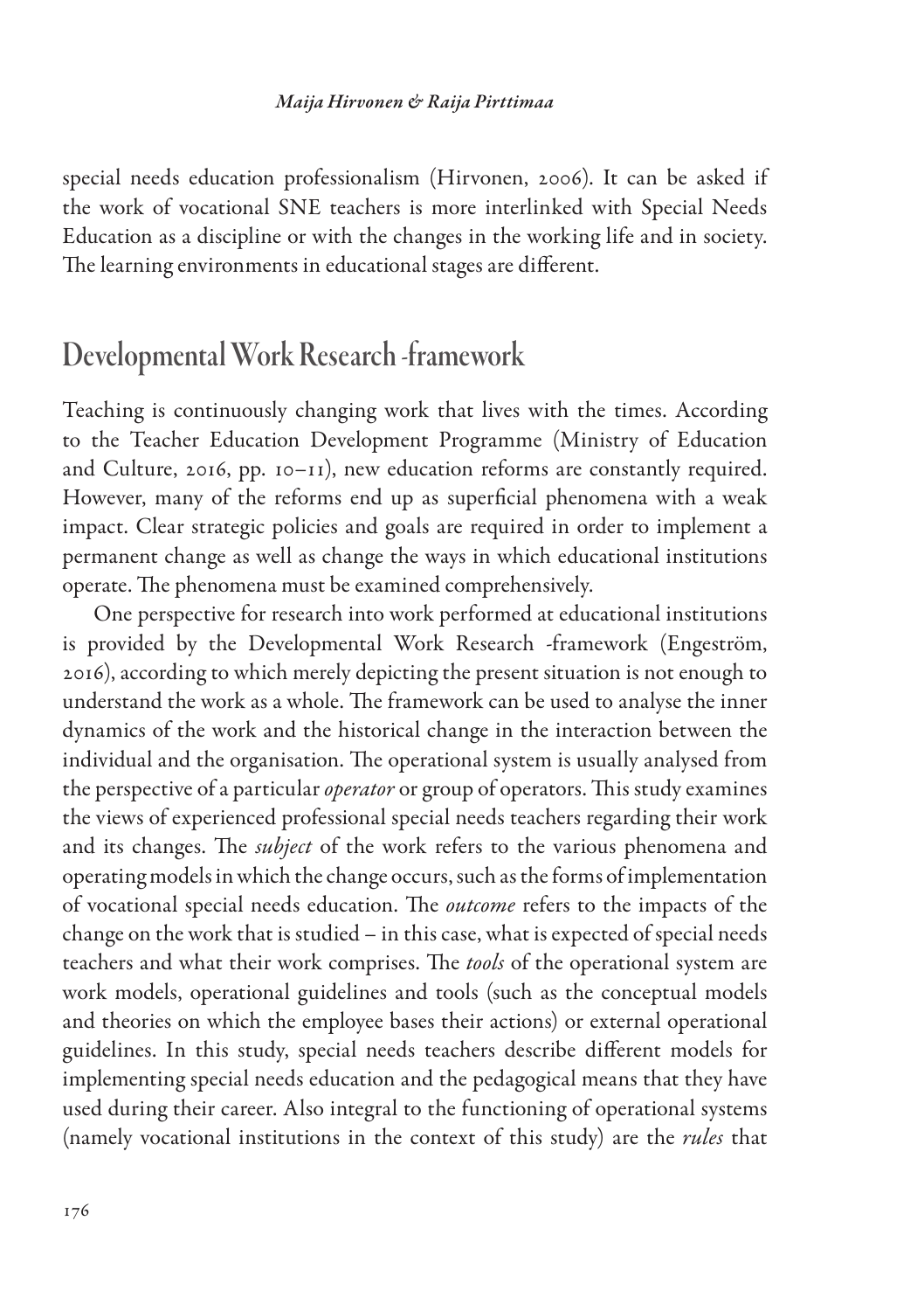special needs education professionalism (Hirvonen, 2006). It can be asked if the work of vocational SNE teachers is more interlinked with Special Needs Education as a discipline or with the changes in the working life and in society. The learning environments in educational stages are different.

## Developmental Work Research -framework

Teaching is continuously changing work that lives with the times. According to the Teacher Education Development Programme (Ministry of Education and Culture, 2016, pp. 10–11), new education reforms are constantly required. However, many of the reforms end up as superficial phenomena with a weak impact. Clear strategic policies and goals are required in order to implement a permanent change as well as change the ways in which educational institutions operate. The phenomena must be examined comprehensively.

One perspective for research into work performed at educational institutions is provided by the Developmental Work Research -framework (Engeström, 2016), according to which merely depicting the present situation is not enough to understand the work as a whole. The framework can be used to analyse the inner dynamics of the work and the historical change in the interaction between the individual and the organisation. The operational system is usually analysed from the perspective of a particular *operator* or group of operators. This study examines the views of experienced professional special needs teachers regarding their work and its changes. The *subject* of the work refers to the various phenomena and operating models in which the change occurs, such as the forms of implementation of vocational special needs education. The *outcome* refers to the impacts of the change on the work that is studied – in this case, what is expected of special needs teachers and what their work comprises. The *tools* of the operational system are work models, operational guidelines and tools (such as the conceptual models and theories on which the employee bases their actions) or external operational guidelines. In this study, special needs teachers describe different models for implementing special needs education and the pedagogical means that they have used during their career. Also integral to the functioning of operational systems (namely vocational institutions in the context of this study) are the *rules* that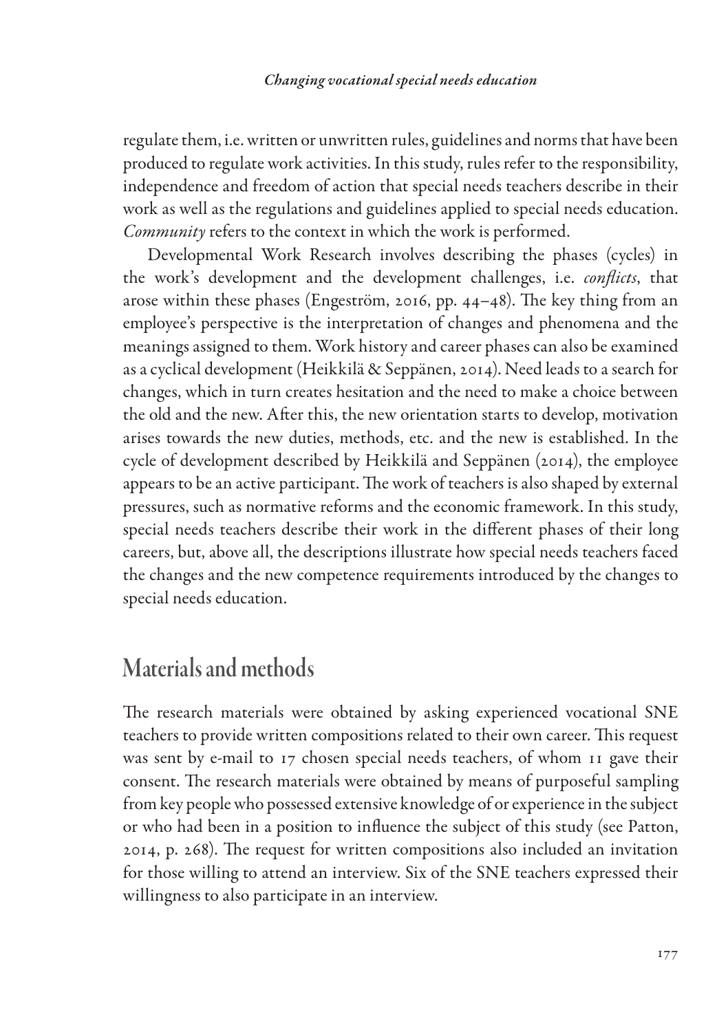regulate them, i.e. written or unwritten rules, guidelines and norms that have been produced to regulate work activities. In this study, rules refer to the responsibility, independence and freedom of action that special needs teachers describe in their work as well as the regulations and guidelines applied to special needs education. *Community* refers to the context in which the work is performed.

Developmental Work Research involves describing the phases (cycles) in the work's development and the development challenges, i.e. *conflicts*, that arose within these phases (Engeström, 2016, pp. 44–48). The key thing from an employee's perspective is the interpretation of changes and phenomena and the meanings assigned to them. Work history and career phases can also be examined as a cyclical development (Heikkilä & Seppänen, 2014). Need leads to a search for changes, which in turn creates hesitation and the need to make a choice between the old and the new. After this, the new orientation starts to develop, motivation arises towards the new duties, methods, etc. and the new is established. In the cycle of development described by Heikkilä and Seppänen (2014), the employee appears to be an active participant. The work of teachers is also shaped by external pressures, such as normative reforms and the economic framework. In this study, special needs teachers describe their work in the different phases of their long careers, but, above all, the descriptions illustrate how special needs teachers faced the changes and the new competence requirements introduced by the changes to special needs education.

## Materials and methods

The research materials were obtained by asking experienced vocational SNE teachers to provide written compositions related to their own career. This request was sent by e-mail to 17 chosen special needs teachers, of whom 11 gave their consent. The research materials were obtained by means of purposeful sampling from key people who possessed extensive knowledge of or experience in the subject or who had been in a position to influence the subject of this study (see Patton, 2014, p. 268). The request for written compositions also included an invitation for those willing to attend an interview. Six of the SNE teachers expressed their willingness to also participate in an interview.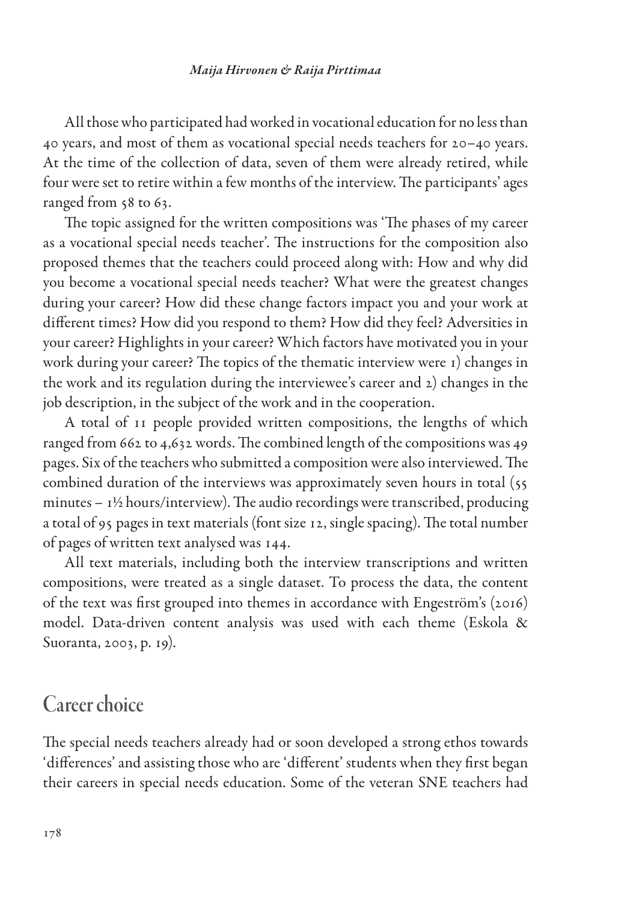All those who participated had worked in vocational education for no less than 40 years, and most of them as vocational special needs teachers for 20–40 years. At the time of the collection of data, seven of them were already retired, while four were set to retire within a few months of the interview. The participants' ages ranged from 58 to 63.

The topic assigned for the written compositions was 'The phases of my career as a vocational special needs teacher'. The instructions for the composition also proposed themes that the teachers could proceed along with: How and why did you become a vocational special needs teacher? What were the greatest changes during your career? How did these change factors impact you and your work at different times? How did you respond to them? How did they feel? Adversities in your career? Highlights in your career? Which factors have motivated you in your work during your career? The topics of the thematic interview were 1) changes in the work and its regulation during the interviewee's career and 2) changes in the job description, in the subject of the work and in the cooperation.

A total of 11 people provided written compositions, the lengths of which ranged from 662 to 4,632 words. The combined length of the compositions was 49 pages. Six of the teachers who submitted a composition were also interviewed. The combined duration of the interviews was approximately seven hours in total (55 minutes – 1½ hours/interview). The audio recordings were transcribed, producing a total of 95 pages in text materials (font size 12, single spacing). The total number of pages of written text analysed was 144.

All text materials, including both the interview transcriptions and written compositions, were treated as a single dataset. To process the data, the content of the text was first grouped into themes in accordance with Engeström's (2016) model. Data-driven content analysis was used with each theme (Eskola & Suoranta, 2003, p. 19).

## Career choice

The special needs teachers already had or soon developed a strong ethos towards 'differences' and assisting those who are 'different' students when they first began their careers in special needs education. Some of the veteran SNE teachers had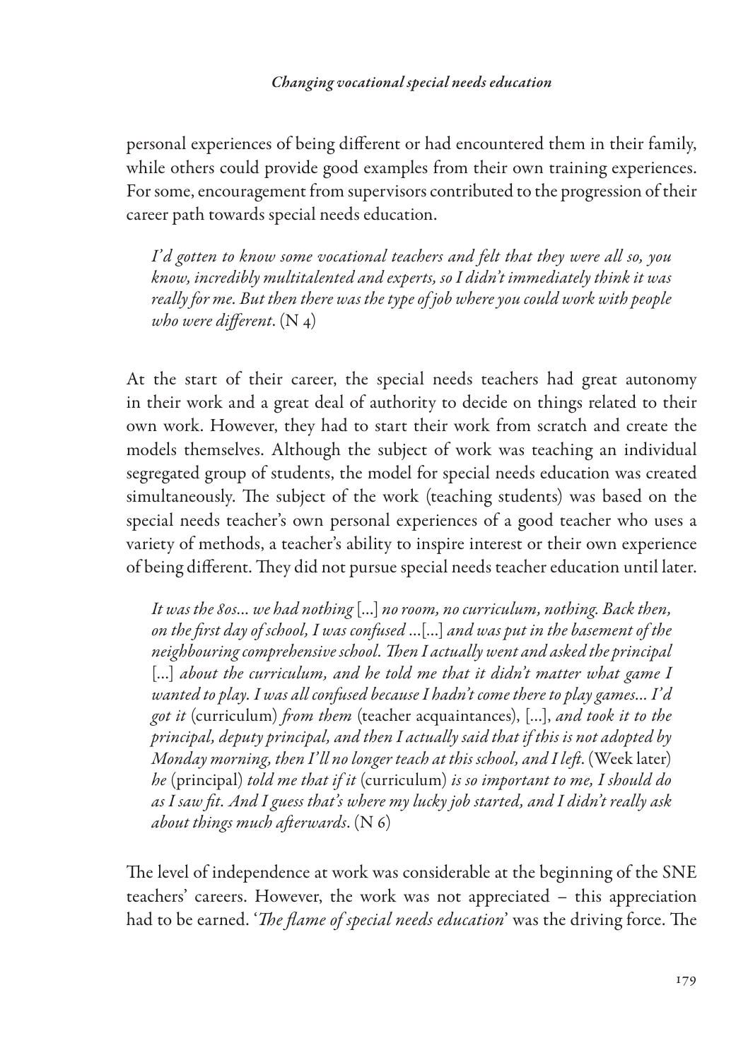personal experiences of being different or had encountered them in their family, while others could provide good examples from their own training experiences. For some, encouragement from supervisors contributed to the progression of their career path towards special needs education.

> *I'd gotten to know some vocational teachers and felt that they were all so, you know, incredibly multitalented and experts, so I didn't immediately think it was really for me. But then there was the type of job where you could work with people who were different*. (N 4)

At the start of their career, the special needs teachers had great autonomy in their work and a great deal of authority to decide on things related to their own work. However, they had to start their work from scratch and create the models themselves. Although the subject of work was teaching an individual segregated group of students, the model for special needs education was created simultaneously. The subject of the work (teaching students) was based on the special needs teacher's own personal experiences of a good teacher who uses a variety of methods, a teacher's ability to inspire interest or their own experience of being different. They did not pursue special needs teacher education until later.

> *It was the 80s… we had nothing* […] *no room, no curriculum, nothing. Back then, on the first day of school, I was confused …*[…] *and was put in the basement of the neighbouring comprehensive school. Then I actually went and asked the principal* […] *about the curriculum, and he told me that it didn't matter what game I wanted to play. I was all confused because I hadn't come there to play games… I'd got it* (curriculum) *from them* (teacher acquaintances), […], *and took it to the principal, deputy principal, and then I actually said that if this is not adopted by Monday morning, then I'll no longer teach at this school, and I left*. (Week later) *he* (principal) *told me that if it* (curriculum) *is so important to me, I should do as I saw fit. And I guess that's where my lucky job started, and I didn't really ask about things much afterwards*. (N 6)

The level of independence at work was considerable at the beginning of the SNE teachers' careers. However, the work was not appreciated – this appreciation had to be earned. '*The flame of special needs education*' was the driving force. The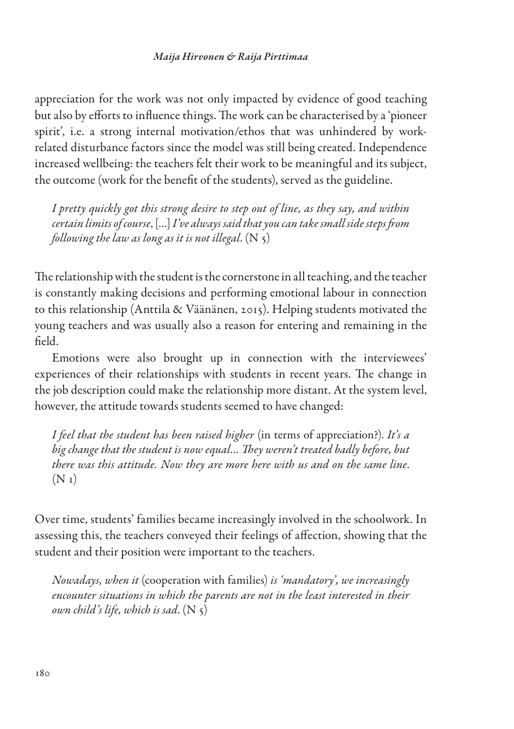appreciation for the work was not only impacted by evidence of good teaching but also by efforts to influence things. The work can be characterised by a 'pioneer spirit', i.e. a strong internal motivation/ethos that was unhindered by work-related disturbance factors since the model was still being created. Independence increased wellbeing: the teachers felt their work to be meaningful and its subject, the outcome (work for the benefit of the students), served as the guideline.

> *I pretty quickly got this strong desire to step out of line, as they say, and within certain limits of course*, [...] *I've always said that you can take small side steps from following the law as long as it is not illegal*. (N 5)

The relationship with the student is the cornerstone in all teaching, and the teacher is constantly making decisions and performing emotional labour in connection to this relationship (Anttila & Väänänen, 2015). Helping students motivated the young teachers and was usually also a reason for entering and remaining in the field.

Emotions were also brought up in connection with the interviewees' experiences of their relationships with students in recent years. The change in the job description could make the relationship more distant. At the system level, however, the attitude towards students seemed to have changed:

> *I feel that the student has been raised higher* (in terms of appreciation?). *It's a big change that the student is now equal... They weren't treated badly before, but there was this attitude. Now they are more here with us and on the same line*. (N 1)

Over time, students' families became increasingly involved in the schoolwork. In assessing this, the teachers conveyed their feelings of affection, showing that the student and their position were important to the teachers.

> *Nowadays, when it* (cooperation with families) *is 'mandatory', we increasingly encounter situations in which the parents are not in the least interested in their own child's life, which is sad*. (N 5)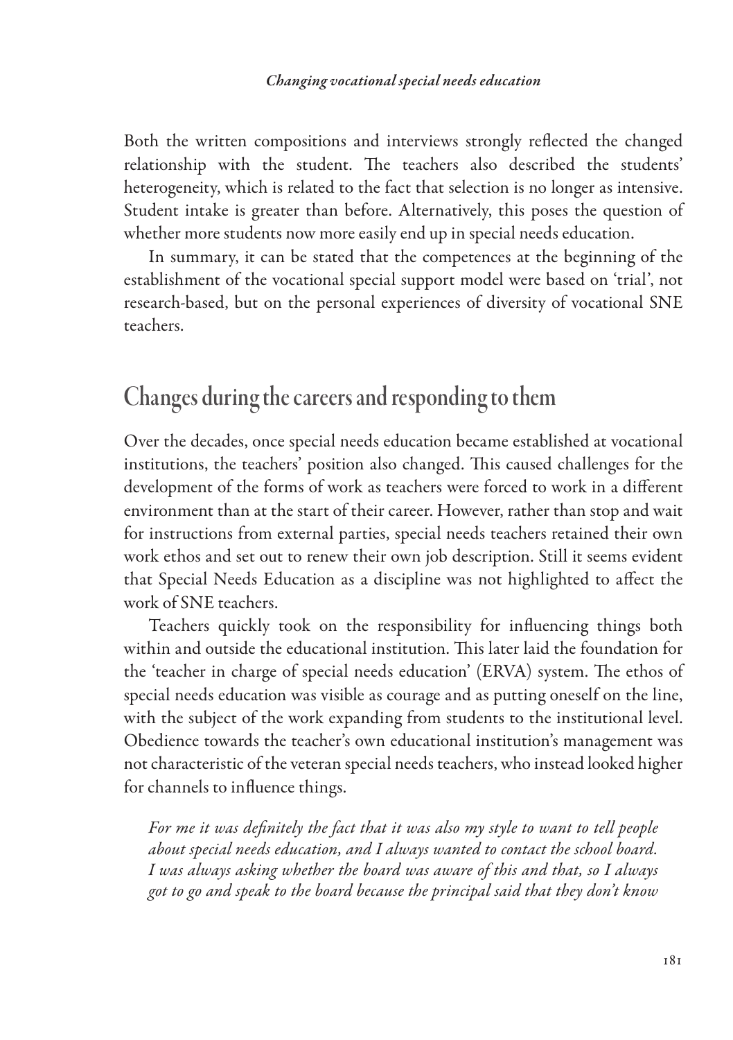Both the written compositions and interviews strongly reflected the changed relationship with the student. The teachers also described the students' heterogeneity, which is related to the fact that selection is no longer as intensive. Student intake is greater than before. Alternatively, this poses the question of whether more students now more easily end up in special needs education.

In summary, it can be stated that the competences at the beginning of the establishment of the vocational special support model were based on 'trial', not research-based, but on the personal experiences of diversity of vocational SNE teachers.

## Changes during the careers and responding to them

Over the decades, once special needs education became established at vocational institutions, the teachers' position also changed. This caused challenges for the development of the forms of work as teachers were forced to work in a different environment than at the start of their career. However, rather than stop and wait for instructions from external parties, special needs teachers retained their own work ethos and set out to renew their own job description. Still it seems evident that Special Needs Education as a discipline was not highlighted to affect the work of SNE teachers.

Teachers quickly took on the responsibility for influencing things both within and outside the educational institution. This later laid the foundation for the 'teacher in charge of special needs education' (ERVA) system. The ethos of special needs education was visible as courage and as putting oneself on the line, with the subject of the work expanding from students to the institutional level. Obedience towards the teacher's own educational institution's management was not characteristic of the veteran special needs teachers, who instead looked higher for channels to influence things.

*For me it was definitely the fact that it was also my style to want to tell people about special needs education, and I always wanted to contact the school board. I was always asking whether the board was aware of this and that, so I always got to go and speak to the board because the principal said that they don't know*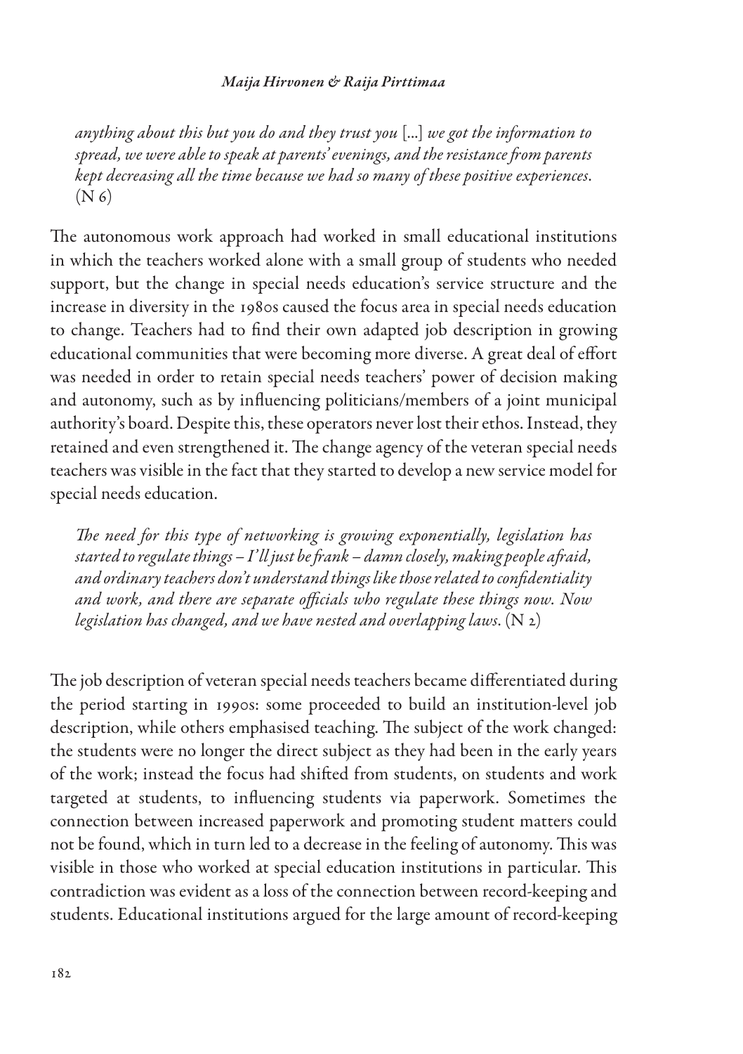*anything about this but you do and they trust you* [...] *we got the information to spread, we were able to speak at parents' evenings, and the resistance from parents kept decreasing all the time because we had so many of these positive experiences.* (N 6)

The autonomous work approach had worked in small educational institutions in which the teachers worked alone with a small group of students who needed support, but the change in special needs education's service structure and the increase in diversity in the 1980s caused the focus area in special needs education to change. Teachers had to find their own adapted job description in growing educational communities that were becoming more diverse. A great deal of effort was needed in order to retain special needs teachers' power of decision making and autonomy, such as by influencing politicians/members of a joint municipal authority's board. Despite this, these operators never lost their ethos. Instead, they retained and even strengthened it. The change agency of the veteran special needs teachers was visible in the fact that they started to develop a new service model for special needs education.

> *The need for this type of networking is growing exponentially, legislation has started to regulate things – I'll just be frank – damn closely, making people afraid, and ordinary teachers don't understand things like those related to confidentiality and work, and there are separate officials who regulate these things now. Now legislation has changed, and we have nested and overlapping laws.* (N 2)

The job description of veteran special needs teachers became differentiated during the period starting in 1990s: some proceeded to build an institution-level job description, while others emphasised teaching. The subject of the work changed: the students were no longer the direct subject as they had been in the early years of the work; instead the focus had shifted from students, on students and work targeted at students, to influencing students via paperwork. Sometimes the connection between increased paperwork and promoting student matters could not be found, which in turn led to a decrease in the feeling of autonomy. This was visible in those who worked at special education institutions in particular. This contradiction was evident as a loss of the connection between record-keeping and students. Educational institutions argued for the large amount of record-keeping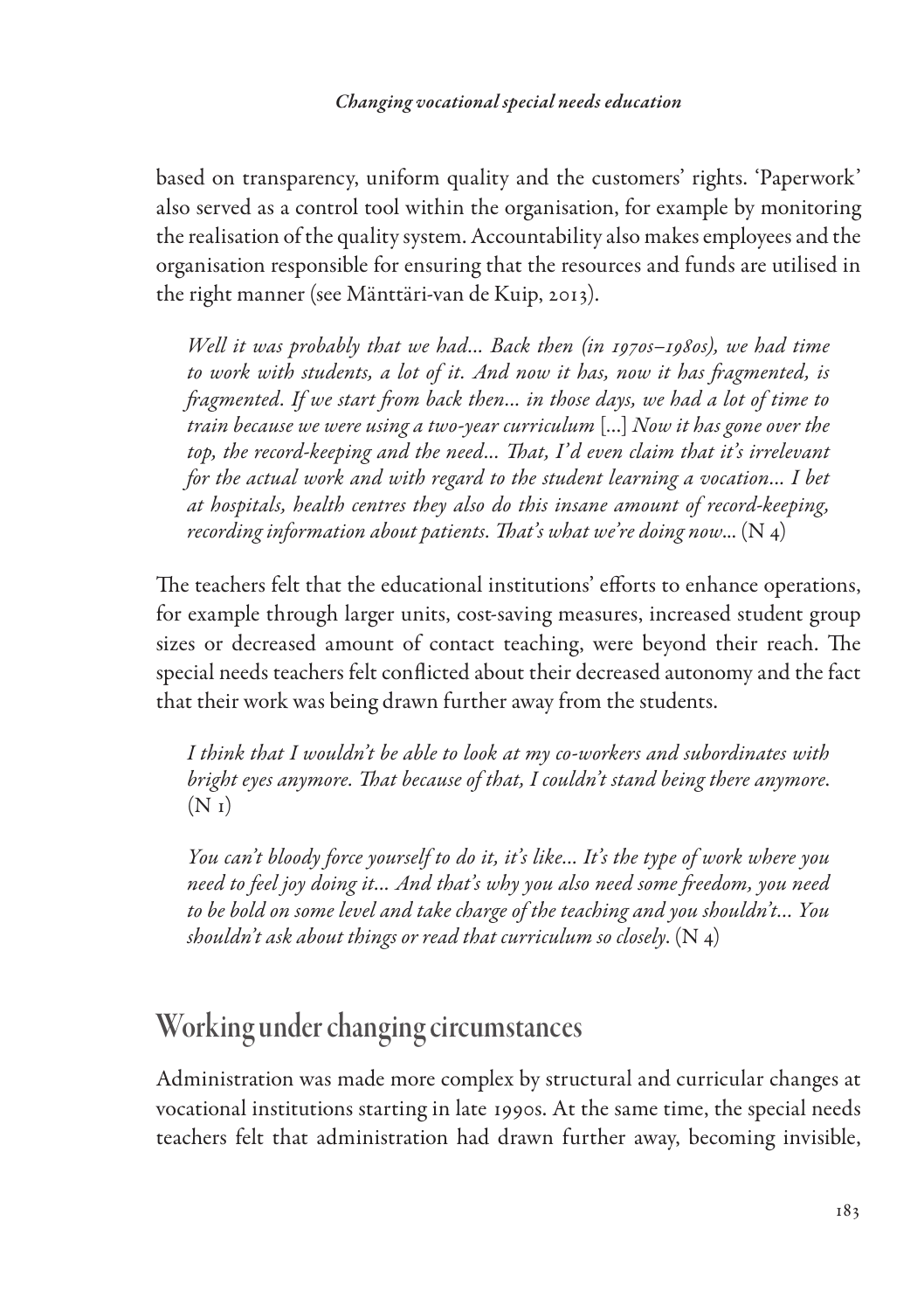based on transparency, uniform quality and the customers' rights. 'Paperwork' also served as a control tool within the organisation, for example by monitoring the realisation of the quality system. Accountability also makes employees and the organisation responsible for ensuring that the resources and funds are utilised in the right manner (see Mänttäri-van de Kuip, 2013).

> *Well it was probably that we had... Back then (in 1970s–1980s), we had time to work with students, a lot of it. And now it has, now it has fragmented, is fragmented. If we start from back then... in those days, we had a lot of time to train because we were using a two-year curriculum* [...] *Now it has gone over the top, the record-keeping and the need... That, I'd even claim that it's irrelevant for the actual work and with regard to the student learning a vocation... I bet at hospitals, health centres they also do this insane amount of record-keeping, recording information about patients. That's what we're doing now...* (N 4)

The teachers felt that the educational institutions' efforts to enhance operations, for example through larger units, cost-saving measures, increased student group sizes or decreased amount of contact teaching, were beyond their reach. The special needs teachers felt conflicted about their decreased autonomy and the fact that their work was being drawn further away from the students.

> *I think that I wouldn't be able to look at my co-workers and subordinates with bright eyes anymore. That because of that, I couldn't stand being there anymore.* (N 1)

> *You can't bloody force yourself to do it, it's like... It's the type of work where you need to feel joy doing it... And that's why you also need some freedom, you need to be bold on some level and take charge of the teaching and you shouldn't... You shouldn't ask about things or read that curriculum so closely.* (N 4)

## Working under changing circumstances

Administration was made more complex by structural and curricular changes at vocational institutions starting in late 1990s. At the same time, the special needs teachers felt that administration had drawn further away, becoming invisible,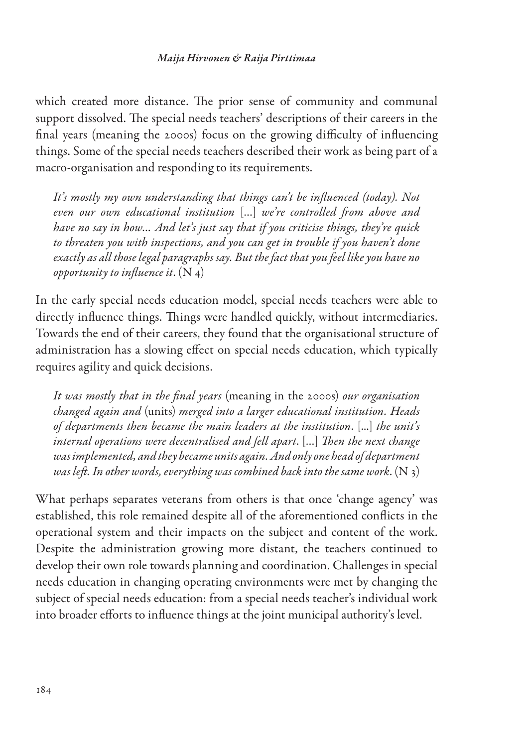which created more distance. The prior sense of community and communal support dissolved. The special needs teachers' descriptions of their careers in the final years (meaning the 2000s) focus on the growing difficulty of influencing things. Some of the special needs teachers described their work as being part of a macro-organisation and responding to its requirements.

> *It's mostly my own understanding that things can't be influenced (today). Not even our own educational institution* [...] *we're controlled from above and have no say in how... And let's just say that if you criticise things, they're quick to threaten you with inspections, and you can get in trouble if you haven't done exactly as all those legal paragraphs say. But the fact that you feel like you have no opportunity to influence it*. (N 4)

In the early special needs education model, special needs teachers were able to directly influence things. Things were handled quickly, without intermediaries. Towards the end of their careers, they found that the organisational structure of administration has a slowing effect on special needs education, which typically requires agility and quick decisions.

> *It was mostly that in the final years* (meaning in the 2000s) *our organisation changed again and* (units) *merged into a larger educational institution. Heads of departments then became the main leaders at the institution*. [...] *the unit's internal operations were decentralised and fell apart*. [...] *Then the next change was implemented, and they became units again. And only one head of department was left. In other words, everything was combined back into the same work*. (N 3)

What perhaps separates veterans from others is that once 'change agency' was established, this role remained despite all of the aforementioned conflicts in the operational system and their impacts on the subject and content of the work. Despite the administration growing more distant, the teachers continued to develop their own role towards planning and coordination. Challenges in special needs education in changing operating environments were met by changing the subject of special needs education: from a special needs teacher's individual work into broader efforts to influence things at the joint municipal authority's level.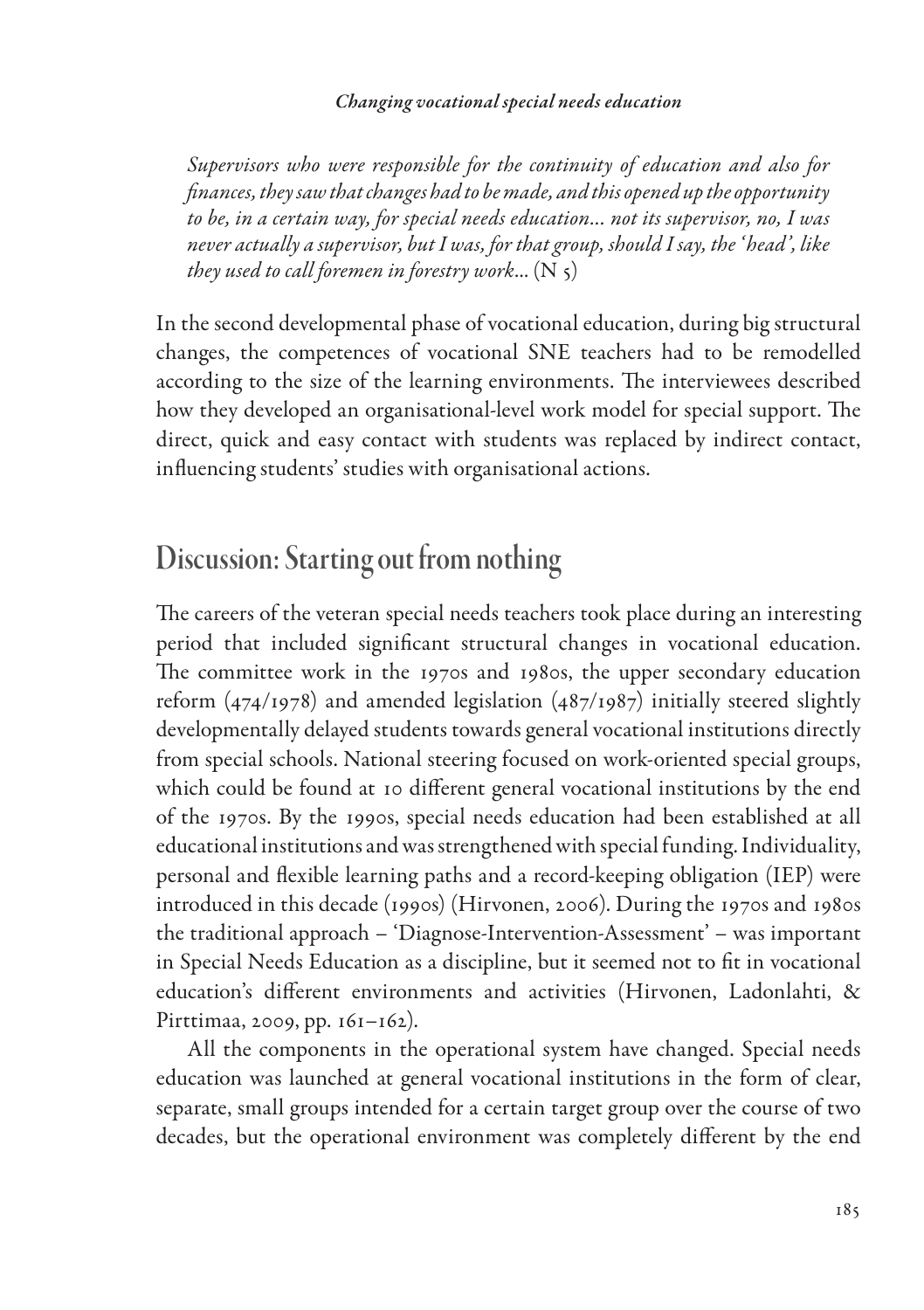*Supervisors who were responsible for the continuity of education and also for finances, they saw that changes had to be made, and this opened up the opportunity to be, in a certain way, for special needs education… not its supervisor, no, I was never actually a supervisor, but I was, for that group, should I say, the 'head', like they used to call foremen in forestry work…* (N 5)

In the second developmental phase of vocational education, during big structural changes, the competences of vocational SNE teachers had to be remodelled according to the size of the learning environments. The interviewees described how they developed an organisational-level work model for special support. The direct, quick and easy contact with students was replaced by indirect contact, influencing students' studies with organisational actions.

## Discussion: Starting out from nothing

The careers of the veteran special needs teachers took place during an interesting period that included significant structural changes in vocational education. The committee work in the 1970s and 1980s, the upper secondary education reform (474/1978) and amended legislation (487/1987) initially steered slightly developmentally delayed students towards general vocational institutions directly from special schools. National steering focused on work-oriented special groups, which could be found at 10 different general vocational institutions by the end of the 1970s. By the 1990s, special needs education had been established at all educational institutions and was strengthened with special funding. Individuality, personal and flexible learning paths and a record-keeping obligation (IEP) were introduced in this decade (1990s) (Hirvonen, 2006). During the 1970s and 1980s the traditional approach – 'Diagnose-Intervention-Assessment' – was important in Special Needs Education as a discipline, but it seemed not to fit in vocational education's different environments and activities (Hirvonen, Ladonlahti, & Pirttimaa, 2009, pp. 161–162).

All the components in the operational system have changed. Special needs education was launched at general vocational institutions in the form of clear, separate, small groups intended for a certain target group over the course of two decades, but the operational environment was completely different by the end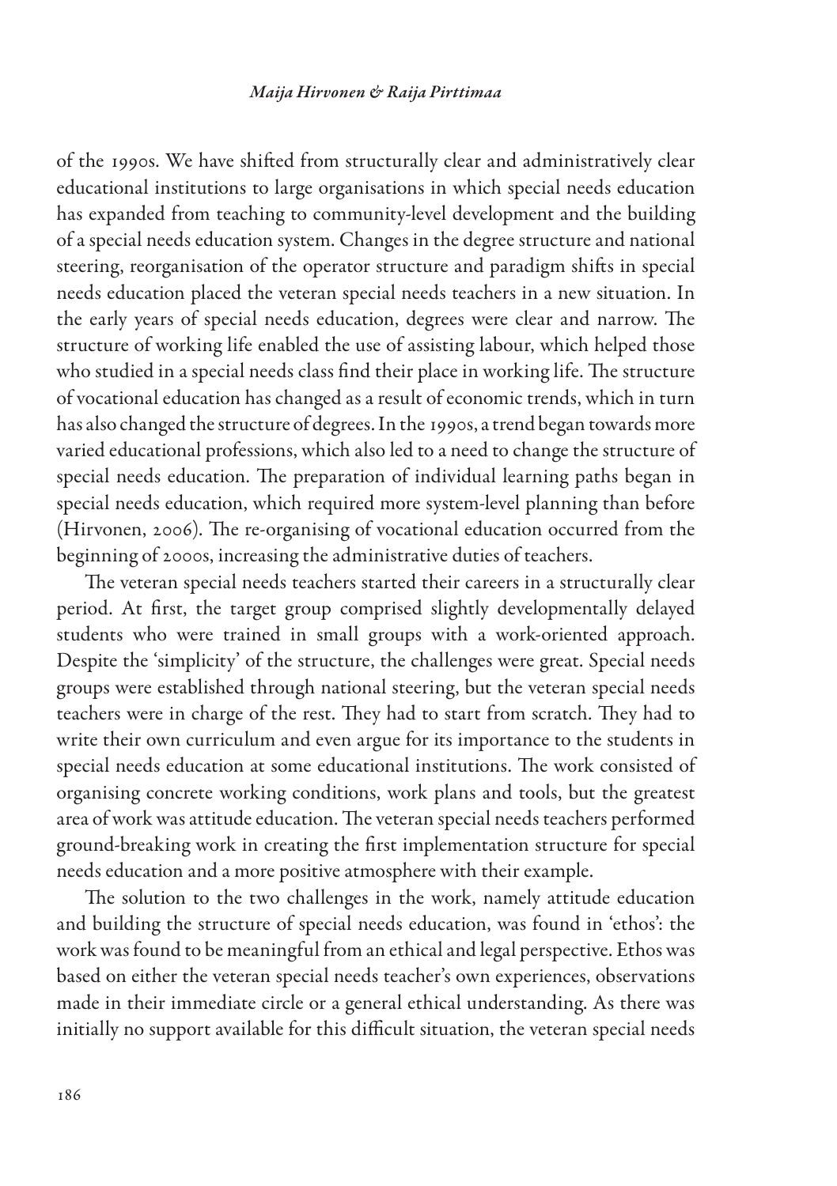of the 1990s. We have shifted from structurally clear and administratively clear educational institutions to large organisations in which special needs education has expanded from teaching to community-level development and the building of a special needs education system. Changes in the degree structure and national steering, reorganisation of the operator structure and paradigm shifts in special needs education placed the veteran special needs teachers in a new situation. In the early years of special needs education, degrees were clear and narrow. The structure of working life enabled the use of assisting labour, which helped those who studied in a special needs class find their place in working life. The structure of vocational education has changed as a result of economic trends, which in turn has also changed the structure of degrees. In the 1990s, a trend began towards more varied educational professions, which also led to a need to change the structure of special needs education. The preparation of individual learning paths began in special needs education, which required more system-level planning than before (Hirvonen, 2006). The re-organising of vocational education occurred from the beginning of 2000s, increasing the administrative duties of teachers.

The veteran special needs teachers started their careers in a structurally clear period. At first, the target group comprised slightly developmentally delayed students who were trained in small groups with a work-oriented approach. Despite the 'simplicity' of the structure, the challenges were great. Special needs groups were established through national steering, but the veteran special needs teachers were in charge of the rest. They had to start from scratch. They had to write their own curriculum and even argue for its importance to the students in special needs education at some educational institutions. The work consisted of organising concrete working conditions, work plans and tools, but the greatest area of work was attitude education. The veteran special needs teachers performed ground-breaking work in creating the first implementation structure for special needs education and a more positive atmosphere with their example.

The solution to the two challenges in the work, namely attitude education and building the structure of special needs education, was found in 'ethos': the work was found to be meaningful from an ethical and legal perspective. Ethos was based on either the veteran special needs teacher's own experiences, observations made in their immediate circle or a general ethical understanding. As there was initially no support available for this difficult situation, the veteran special needs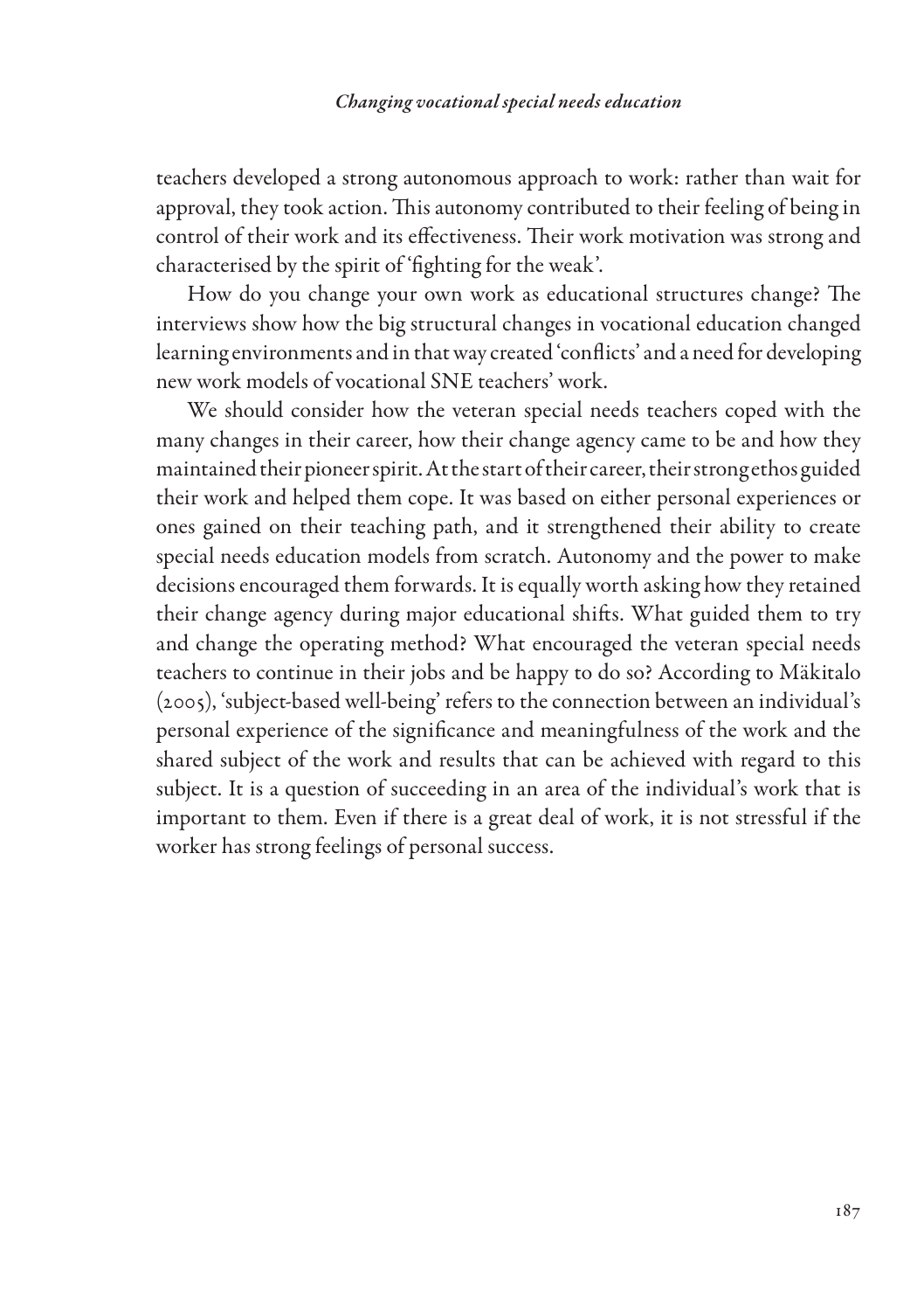teachers developed a strong autonomous approach to work: rather than wait for approval, they took action. This autonomy contributed to their feeling of being in control of their work and its effectiveness. Their work motivation was strong and characterised by the spirit of 'fighting for the weak'.

How do you change your own work as educational structures change? The interviews show how the big structural changes in vocational education changed learning environments and in that way created 'conflicts' and a need for developing new work models of vocational SNE teachers' work.

We should consider how the veteran special needs teachers coped with the many changes in their career, how their change agency came to be and how they maintained their pioneer spirit. At the start of their career, their strong ethos guided their work and helped them cope. It was based on either personal experiences or ones gained on their teaching path, and it strengthened their ability to create special needs education models from scratch. Autonomy and the power to make decisions encouraged them forwards. It is equally worth asking how they retained their change agency during major educational shifts. What guided them to try and change the operating method? What encouraged the veteran special needs teachers to continue in their jobs and be happy to do so? According to Mäkitalo (2005), 'subject-based well-being' refers to the connection between an individual's personal experience of the significance and meaningfulness of the work and the shared subject of the work and results that can be achieved with regard to this subject. It is a question of succeeding in an area of the individual's work that is important to them. Even if there is a great deal of work, it is not stressful if the worker has strong feelings of personal success.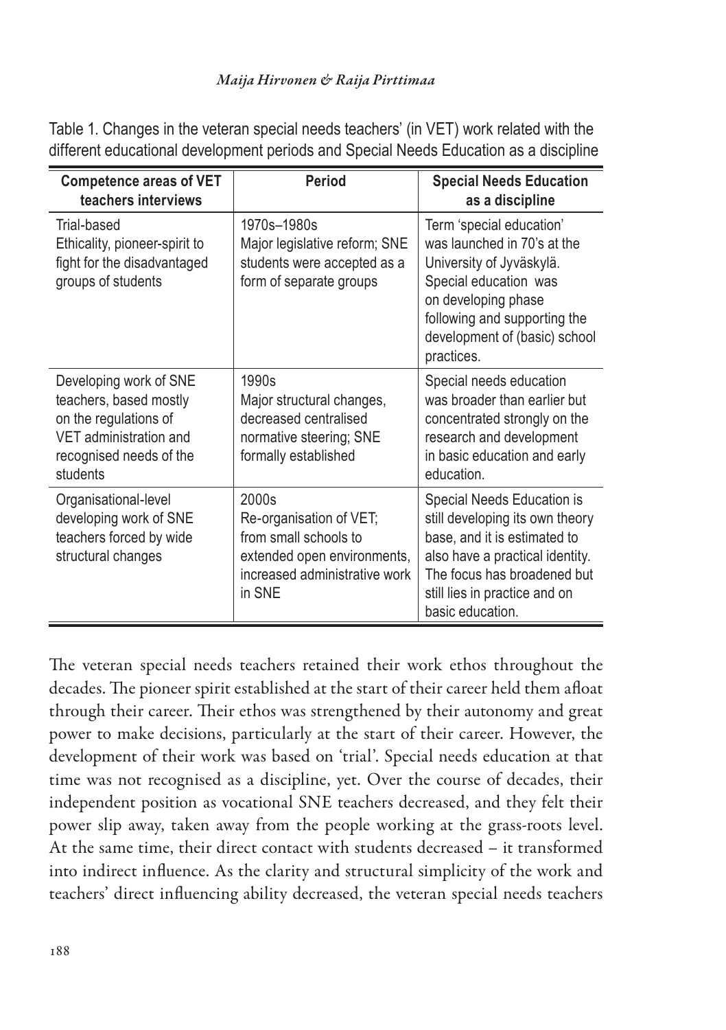Table 1. Changes in the veteran special needs teachers' (in VET) work related with the different educational development periods and Special Needs Education as a discipline

| Competence areas of VET teachers interviews | Period | Special Needs Education as a discipline |
|---|---|---|
| Trial-based Ethicality, pioneer-spirit to fight for the disadvantaged groups of students | 1970s–1980s Major legislative reform; SNE students were accepted as a form of separate groups | Term 'special education' was launched in 70's at the University of Jyväskylä. Special education was on developing phase following and supporting the development of (basic) school practices. |
| Developing work of SNE teachers, based mostly on the regulations of VET administration and recognised needs of the students | 1990s Major structural changes, decreased centralised normative steering; SNE formally established | Special needs education was broader than earlier but concentrated strongly on the research and development in basic education and early education. |
| Organisational-level developing work of SNE teachers forced by wide structural changes | 2000s Re-organisation of VET; from small schools to extended open environments, increased administrative work in SNE | Special Needs Education is still developing its own theory base, and it is estimated to also have a practical identity. The focus has broadened but still lies in practice and on basic education. |

The veteran special needs teachers retained their work ethos throughout the decades. The pioneer spirit established at the start of their career held them afloat through their career. Their ethos was strengthened by their autonomy and great power to make decisions, particularly at the start of their career. However, the development of their work was based on 'trial'. Special needs education at that time was not recognised as a discipline, yet. Over the course of decades, their independent position as vocational SNE teachers decreased, and they felt their power slip away, taken away from the people working at the grass-roots level. At the same time, their direct contact with students decreased – it transformed into indirect influence. As the clarity and structural simplicity of the work and teachers' direct influencing ability decreased, the veteran special needs teachers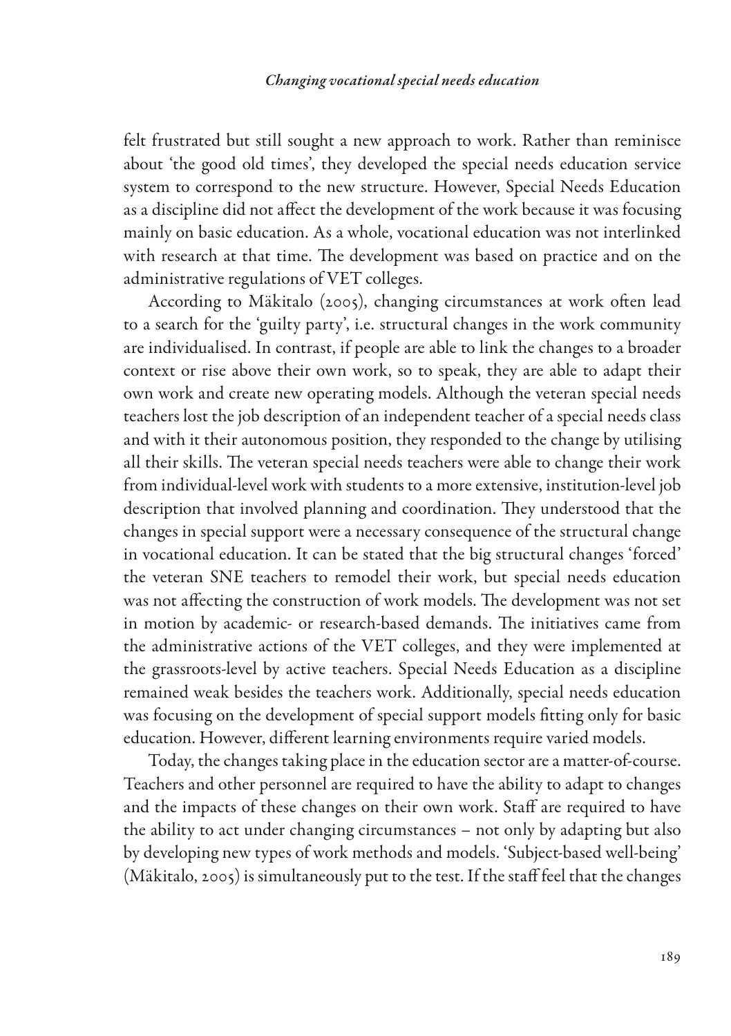felt frustrated but still sought a new approach to work. Rather than reminisce about 'the good old times', they developed the special needs education service system to correspond to the new structure. However, Special Needs Education as a discipline did not affect the development of the work because it was focusing mainly on basic education. As a whole, vocational education was not interlinked with research at that time. The development was based on practice and on the administrative regulations of VET colleges.

According to Mäkitalo (2005), changing circumstances at work often lead to a search for the 'guilty party', i.e. structural changes in the work community are individualised. In contrast, if people are able to link the changes to a broader context or rise above their own work, so to speak, they are able to adapt their own work and create new operating models. Although the veteran special needs teachers lost the job description of an independent teacher of a special needs class and with it their autonomous position, they responded to the change by utilising all their skills. The veteran special needs teachers were able to change their work from individual-level work with students to a more extensive, institution-level job description that involved planning and coordination. They understood that the changes in special support were a necessary consequence of the structural change in vocational education. It can be stated that the big structural changes 'forced' the veteran SNE teachers to remodel their work, but special needs education was not affecting the construction of work models. The development was not set in motion by academic- or research-based demands. The initiatives came from the administrative actions of the VET colleges, and they were implemented at the grassroots-level by active teachers. Special Needs Education as a discipline remained weak besides the teachers work. Additionally, special needs education was focusing on the development of special support models fitting only for basic education. However, different learning environments require varied models.

Today, the changes taking place in the education sector are a matter-of-course. Teachers and other personnel are required to have the ability to adapt to changes and the impacts of these changes on their own work. Staff are required to have the ability to act under changing circumstances – not only by adapting but also by developing new types of work methods and models. 'Subject-based well-being' (Mäkitalo, 2005) is simultaneously put to the test. If the staff feel that the changes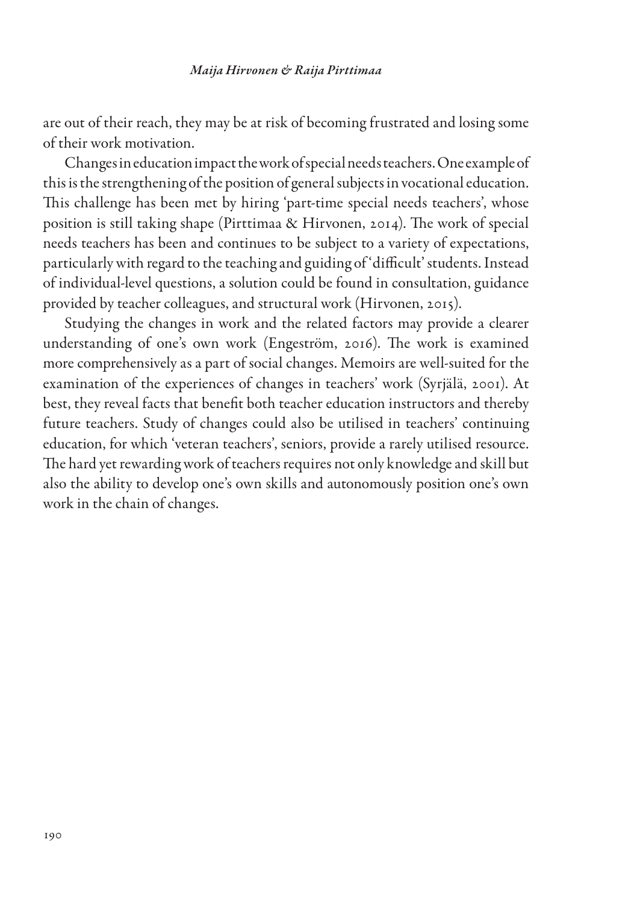are out of their reach, they may be at risk of becoming frustrated and losing some of their work motivation.

Changes in education impact the work of special needs teachers. One example of this is the strengthening of the position of general subjects in vocational education. This challenge has been met by hiring 'part-time special needs teachers', whose position is still taking shape (Pirttimaa & Hirvonen, 2014). The work of special needs teachers has been and continues to be subject to a variety of expectations, particularly with regard to the teaching and guiding of 'difficult' students. Instead of individual-level questions, a solution could be found in consultation, guidance provided by teacher colleagues, and structural work (Hirvonen, 2015).

Studying the changes in work and the related factors may provide a clearer understanding of one's own work (Engeström, 2016). The work is examined more comprehensively as a part of social changes. Memoirs are well-suited for the examination of the experiences of changes in teachers' work (Syrjälä, 2001). At best, they reveal facts that benefit both teacher education instructors and thereby future teachers. Study of changes could also be utilised in teachers' continuing education, for which 'veteran teachers', seniors, provide a rarely utilised resource. The hard yet rewarding work of teachers requires not only knowledge and skill but also the ability to develop one's own skills and autonomously position one's own work in the chain of changes.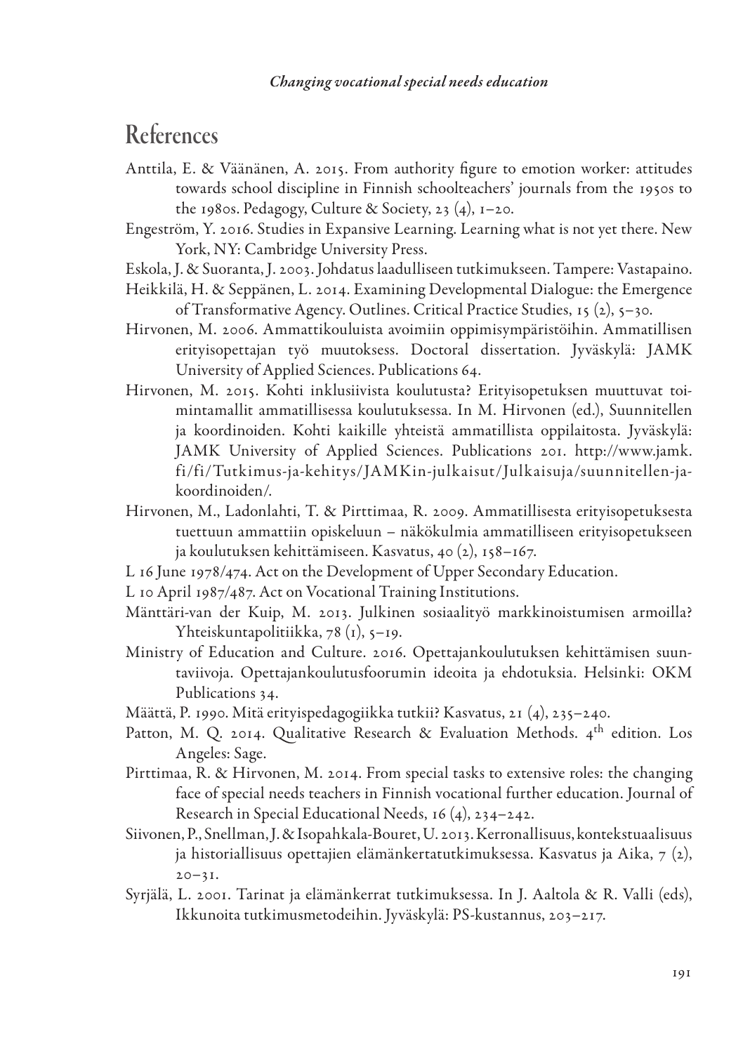## References

Anttila, E. & Väänänen, A. 2015. From authority figure to emotion worker: attitudes towards school discipline in Finnish schoolteachers' journals from the 1950s to the 1980s. Pedagogy, Culture & Society, 23 (4), 1–20.

Engeström, Y. 2016. Studies in Expansive Learning. Learning what is not yet there. New York, NY: Cambridge University Press.

Eskola, J. & Suoranta, J. 2003. Johdatus laadulliseen tutkimukseen. Tampere: Vastapaino.

Heikkilä, H. & Seppänen, L. 2014. Examining Developmental Dialogue: the Emergence of Transformative Agency. Outlines. Critical Practice Studies, 15 (2), 5–30.

Hirvonen, M. 2006. Ammattikouluista avoimiin oppimisympäristöihin. Ammatillisen erityisopettajan työ muutoksess. Doctoral dissertation. Jyväskylä: JAMK University of Applied Sciences. Publications 64.

Hirvonen, M. 2015. Kohti inklusiivista koulutusta? Erityisopetuksen muuttuvat toimintamallit ammatillisessa koulutuksessa. In M. Hirvonen (ed.), Suunnitellen ja koordinoiden. Kohti kaikille yhteistä ammatillista oppilaitosta. Jyväskylä: JAMK University of Applied Sciences. Publications 201. http://www.jamk.fi/fi/Tutkimus-ja-kehitys/JAMKin-julkaisut/Julkaisuja/suunnitellen-ja-koordinoiden/.

Hirvonen, M., Ladonlahti, T. & Pirttimaa, R. 2009. Ammatillisesta erityisopetuksesta tuettuun ammattiin opiskeluun – näkökulmia ammatilliseen erityisopetukseen ja koulutuksen kehittämiseen. Kasvatus, 40 (2), 158–167.

L 16 June 1978/474. Act on the Development of Upper Secondary Education.

L 10 April 1987/487. Act on Vocational Training Institutions.

Mänttäri-van der Kuip, M. 2013. Julkinen sosiaalityö markkinoistumisen armoilla? Yhteiskuntapolitiikka, 78 (1), 5–19.

Ministry of Education and Culture. 2016. Opettajankoulutuksen kehittämisen suuntaviivoja. Opettajankoulutusfoorumin ideoita ja ehdotuksia. Helsinki: OKM Publications 34.

Määttä, P. 1990. Mitä erityispedagogiikka tutkii? Kasvatus, 21 (4), 235–240.

Patton, M. Q. 2014. Qualitative Research & Evaluation Methods. 4th edition. Los Angeles: Sage.

Pirttimaa, R. & Hirvonen, M. 2014. From special tasks to extensive roles: the changing face of special needs teachers in Finnish vocational further education. Journal of Research in Special Educational Needs, 16 (4), 234–242.

Siivonen, P., Snellman, J. & Isopahkala-Bouret, U. 2013. Kerronallisuus, kontekstuaalisuus ja historiallisuus opettajien elämänkertatutkimuksessa. Kasvatus ja Aika, 7 (2), 20–31.

Syrjälä, L. 2001. Tarinat ja elämänkerrat tutkimuksessa. In J. Aaltola & R. Valli (eds), Ikkunoita tutkimusmetodeihin. Jyväskylä: PS-kustannus, 203–217.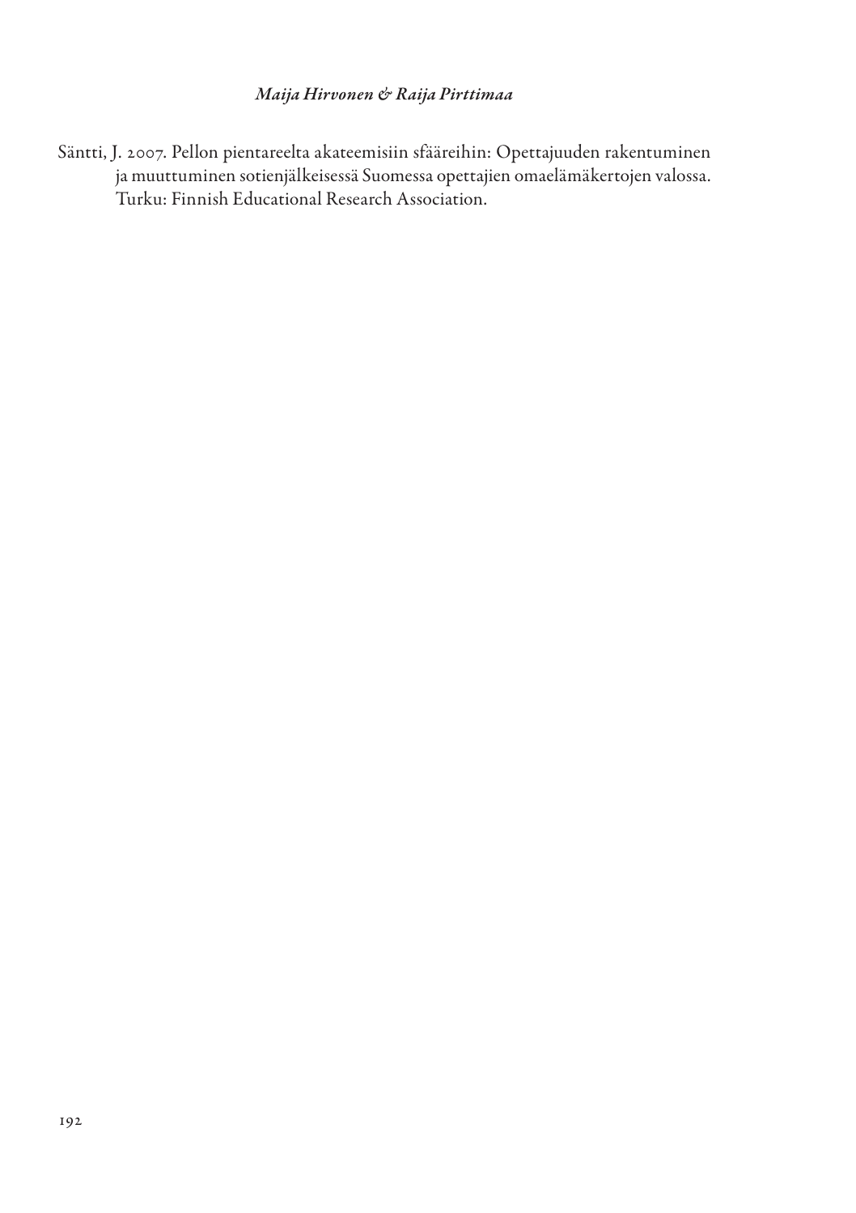Säntti, J. 2007. Pellon pientareelta akateemisiin sfääreihin: Opettajuuden rakentuminen ja muuttuminen sotienjälkeisessä Suomessa opettajien omaelämäkertojen valossa. Turku: Finnish Educational Research Association.